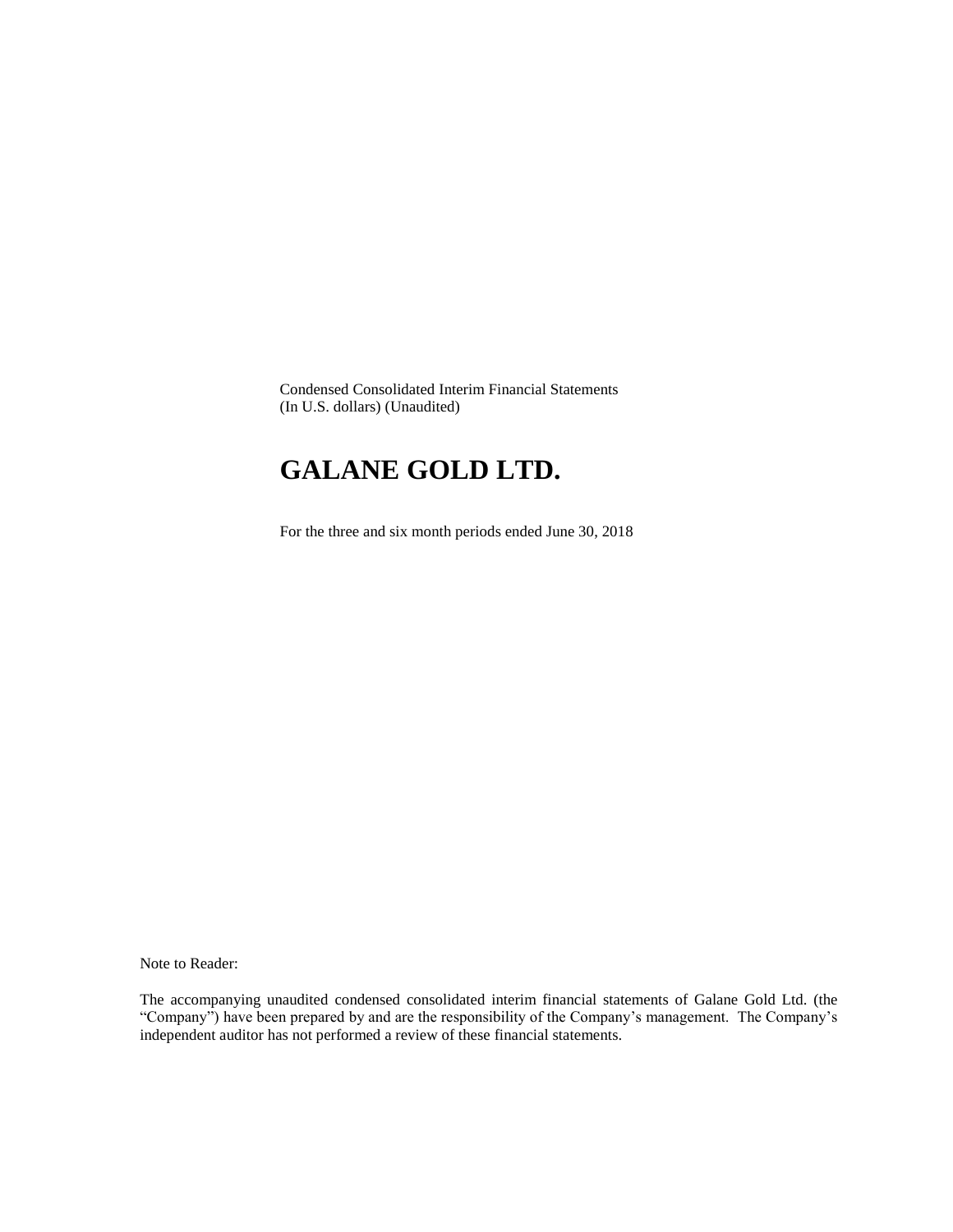Condensed Consolidated Interim Financial Statements
(In U.S. dollars) (Unaudited)

# GALANE GOLD LTD.

For the three and six month periods ended June 30, 2018

Note to Reader:

The accompanying unaudited condensed consolidated interim financial statements of Galane Gold Ltd. (the "Company") have been prepared by and are the responsibility of the Company's management. The Company's independent auditor has not performed a review of these financial statements.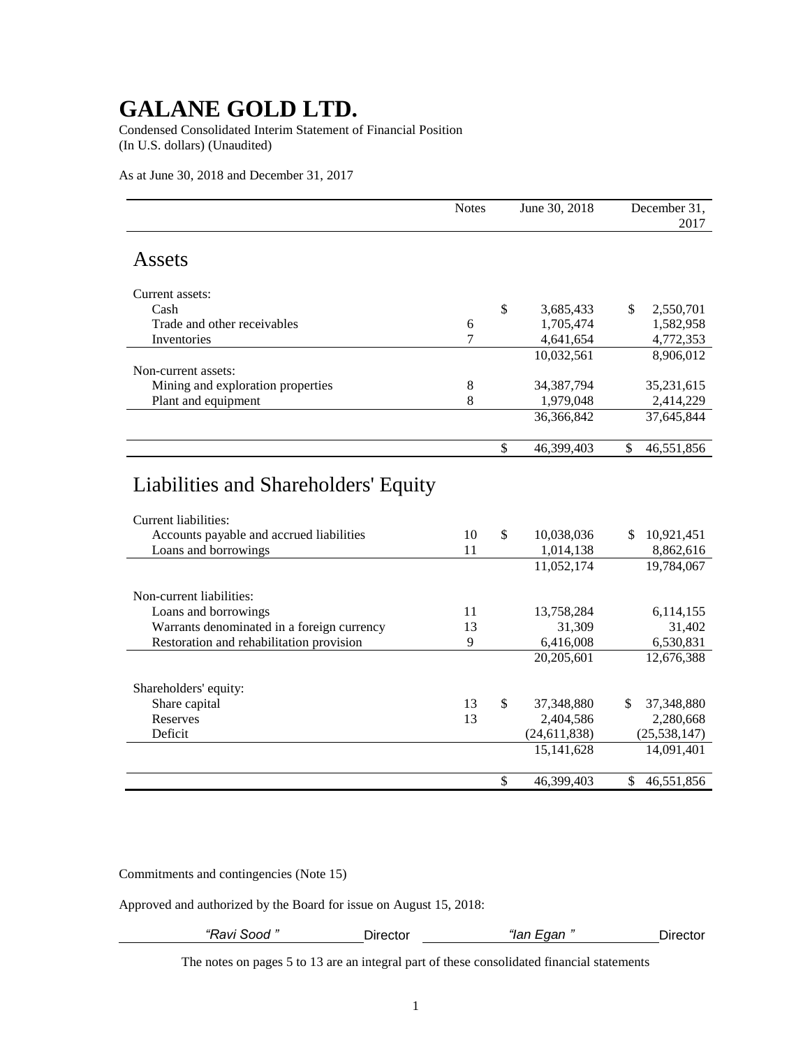# GALANE GOLD LTD.

Condensed Consolidated Interim Statement of Financial Position
(In U.S. dollars) (Unaudited)

As at June 30, 2018 and December 31, 2017

| | Notes | June 30, 2018 | December 31, 2017 |
|---|---|---|---|
| **Assets** | | | |
| Current assets: | | | |
| Cash | | $ 3,685,433 | $ 2,550,701 |
| Trade and other receivables | 6 | 1,705,474 | 1,582,958 |
| Inventories | 7 | 4,641,654 | 4,772,353 |
| | | 10,032,561 | 8,906,012 |
| Non-current assets: | | | |
| Mining and exploration properties | 8 | 34,387,794 | 35,231,615 |
| Plant and equipment | 8 | 1,979,048 | 2,414,229 |
| | | 36,366,842 | 37,645,844 |
| | | $ 46,399,403 | $ 46,551,856 |
| **Liabilities and Shareholders' Equity** | | | |
| Current liabilities: | | | |
| Accounts payable and accrued liabilities | 10 | $ 10,038,036 | $ 10,921,451 |
| Loans and borrowings | 11 | 1,014,138 | 8,862,616 |
| | | 11,052,174 | 19,784,067 |
| Non-current liabilities: | | | |
| Loans and borrowings | 11 | 13,758,284 | 6,114,155 |
| Warrants denominated in a foreign currency | 13 | 31,309 | 31,402 |
| Restoration and rehabilitation provision | 9 | 6,416,008 | 6,530,831 |
| | | 20,205,601 | 12,676,388 |
| Shareholders' equity: | | | |
| Share capital | 13 | $ 37,348,880 | $ 37,348,880 |
| Reserves | 13 | 2,404,586 | 2,280,668 |
| Deficit | | (24,611,838) | (25,538,147) |
| | | 15,141,628 | 14,091,401 |
| | | $ 46,399,403 | $ 46,551,856 |

Commitments and contingencies (Note 15)

Approved and authorized by the Board for issue on August 15, 2018:

*"Ravi Sood"* Director    *"Ian Egan"* Director

The notes on pages 5 to 13 are an integral part of these consolidated financial statements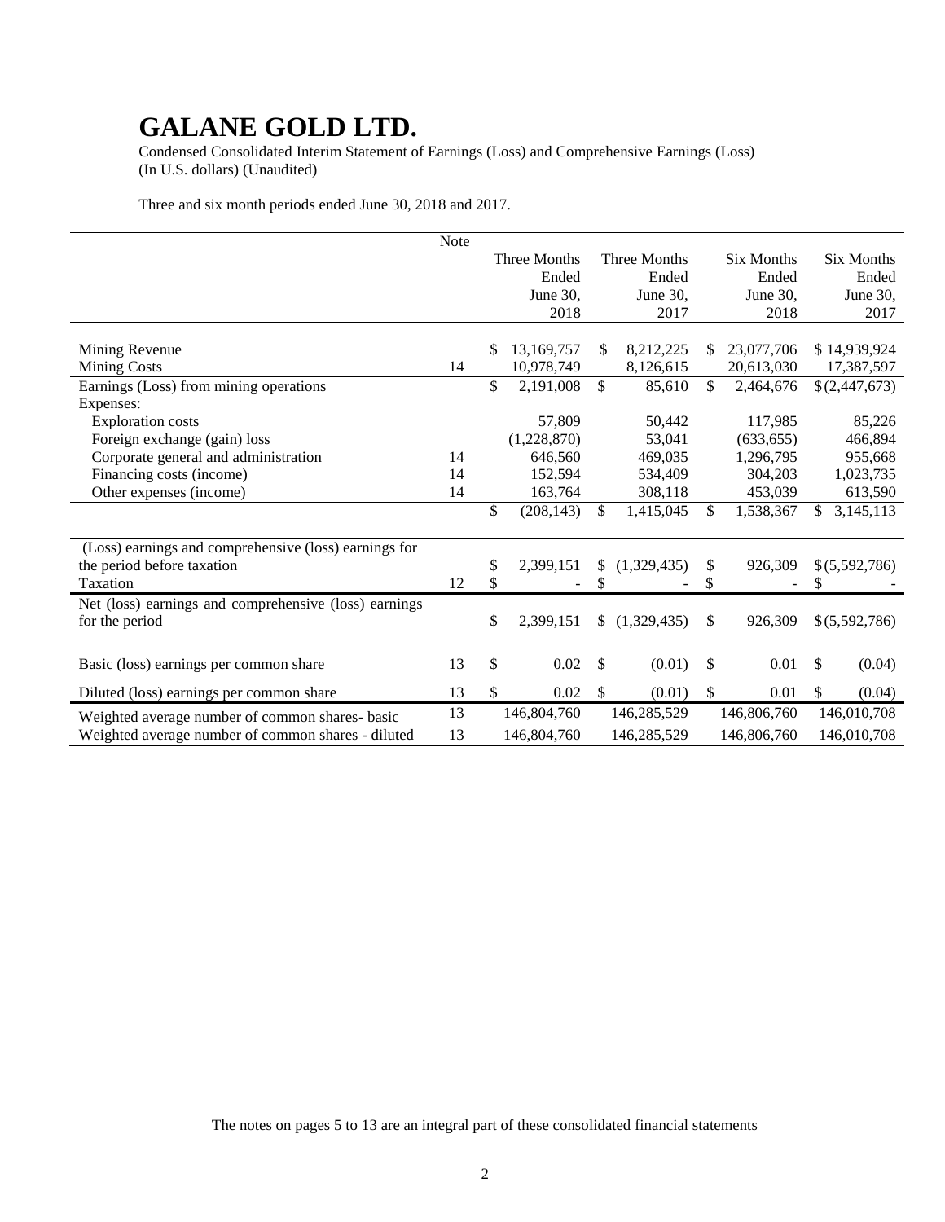# GALANE GOLD LTD.

Condensed Consolidated Interim Statement of Earnings (Loss) and Comprehensive Earnings (Loss)
(In U.S. dollars) (Unaudited)

Three and six month periods ended June 30, 2018 and 2017.

| | Note | Three Months Ended June 30, 2018 | Three Months Ended June 30, 2017 | Six Months Ended June 30, 2018 | Six Months Ended June 30, 2017 |
|---|---|---|---|---|---|
| Mining Revenue | | $ 13,169,757 | $ 8,212,225 | $ 23,077,706 | $ 14,939,924 |
| Mining Costs | 14 | 10,978,749 | 8,126,615 | 20,613,030 | 17,387,597 |
| Earnings (Loss) from mining operations | | $ 2,191,008 | $ 85,610 | $ 2,464,676 | $ (2,447,673) |
| Expenses: | | | | | |
| Exploration costs | | 57,809 | 50,442 | 117,985 | 85,226 |
| Foreign exchange (gain) loss | | (1,228,870) | 53,041 | (633,655) | 466,894 |
| Corporate general and administration | 14 | 646,560 | 469,035 | 1,296,795 | 955,668 |
| Financing costs (income) | 14 | 152,594 | 534,409 | 304,203 | 1,023,735 |
| Other expenses (income) | 14 | 163,764 | 308,118 | 453,039 | 613,590 |
| | | $ (208,143) | $ 1,415,045 | $ 1,538,367 | $ 3,145,113 |
| (Loss) earnings and comprehensive (loss) earnings for the period before taxation | | $ 2,399,151 | $ (1,329,435) | $ 926,309 | $ (5,592,786) |
| Taxation | 12 | $ - | $ - | $ - | $ - |
| Net (loss) earnings and comprehensive (loss) earnings for the period | | $ 2,399,151 | $ (1,329,435) | $ 926,309 | $ (5,592,786) |
| Basic (loss) earnings per common share | 13 | $ 0.02 | $ (0.01) | $ 0.01 | $ (0.04) |
| Diluted (loss) earnings per common share | 13 | $ 0.02 | $ (0.01) | $ 0.01 | $ (0.04) |
| Weighted average number of common shares- basic | 13 | 146,804,760 | 146,285,529 | 146,806,760 | 146,010,708 |
| Weighted average number of common shares - diluted | 13 | 146,804,760 | 146,285,529 | 146,806,760 | 146,010,708 |

The notes on pages 5 to 13 are an integral part of these consolidated financial statements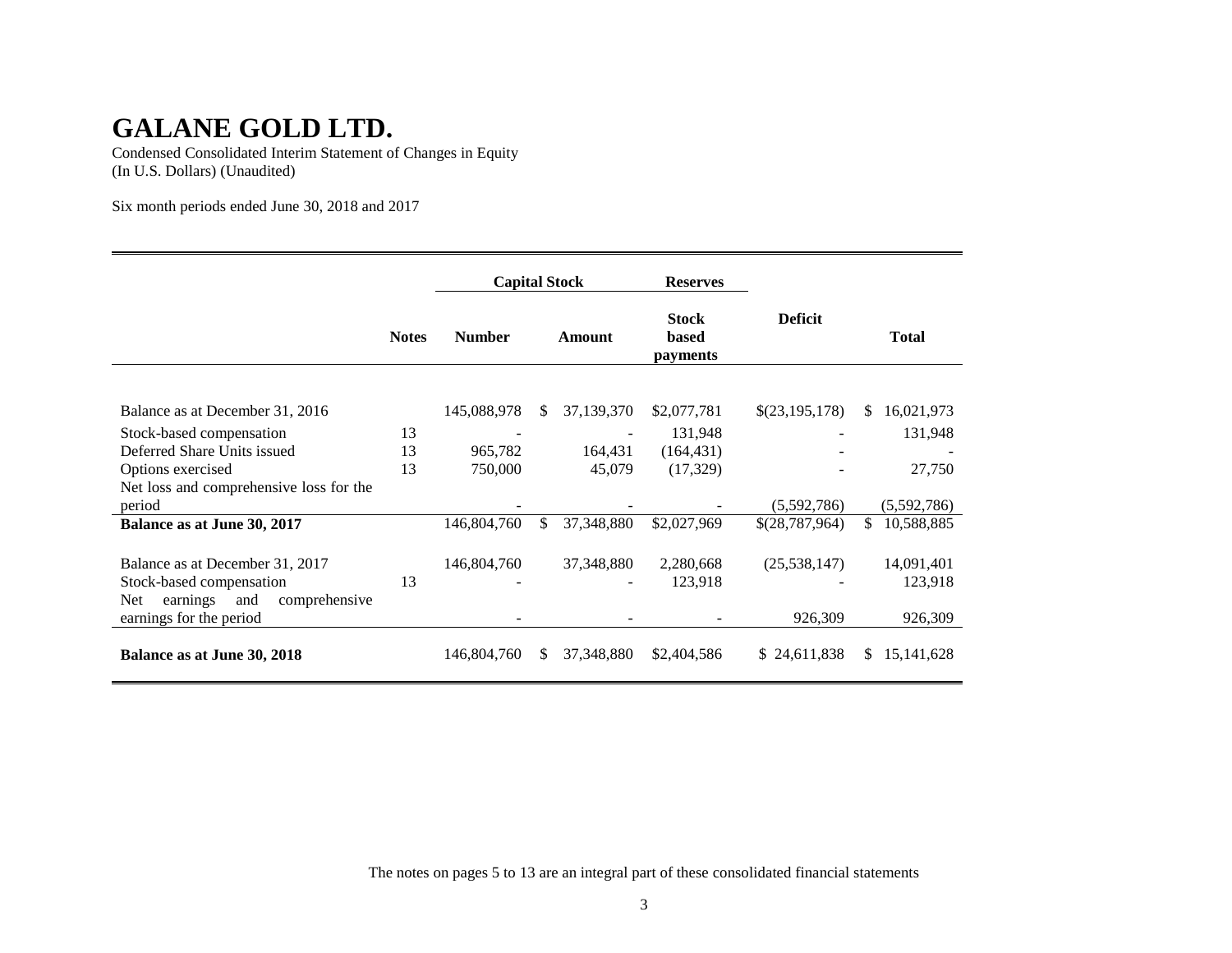# GALANE GOLD LTD.

Condensed Consolidated Interim Statement of Changes in Equity
(In U.S. Dollars) (Unaudited)

Six month periods ended June 30, 2018 and 2017

| | | Capital Stock | | Reserves | | |
|---|---|---|---|---|---|---|
| | **Notes** | **Number** | **Amount** | **Stock based payments** | **Deficit** | **Total** |
| Balance as at December 31, 2016 | | 145,088,978 | $ 37,139,370 | $2,077,781 | $(23,195,178) | $ 16,021,973 |
| Stock-based compensation | 13 | - | - | 131,948 | - | 131,948 |
| Deferred Share Units issued | 13 | 965,782 | 164,431 | (164,431) | - | - |
| Options exercised | 13 | 750,000 | 45,079 | (17,329) | - | 27,750 |
| Net loss and comprehensive loss for the period | | - | - | - | (5,592,786) | (5,592,786) |
| **Balance as at June 30, 2017** | | 146,804,760 | $ 37,348,880 | $2,027,969 | $(28,787,964) | $ 10,588,885 |
| Balance as at December 31, 2017 | | 146,804,760 | 37,348,880 | 2,280,668 | (25,538,147) | 14,091,401 |
| Stock-based compensation | 13 | - | - | 123,918 | - | 123,918 |
| Net earnings and comprehensive earnings for the period | | - | - | - | 926,309 | 926,309 |
| **Balance as at June 30, 2018** | | 146,804,760 | $ 37,348,880 | $2,404,586 | $ 24,611,838 | $ 15,141,628 |

The notes on pages 5 to 13 are an integral part of these consolidated financial statements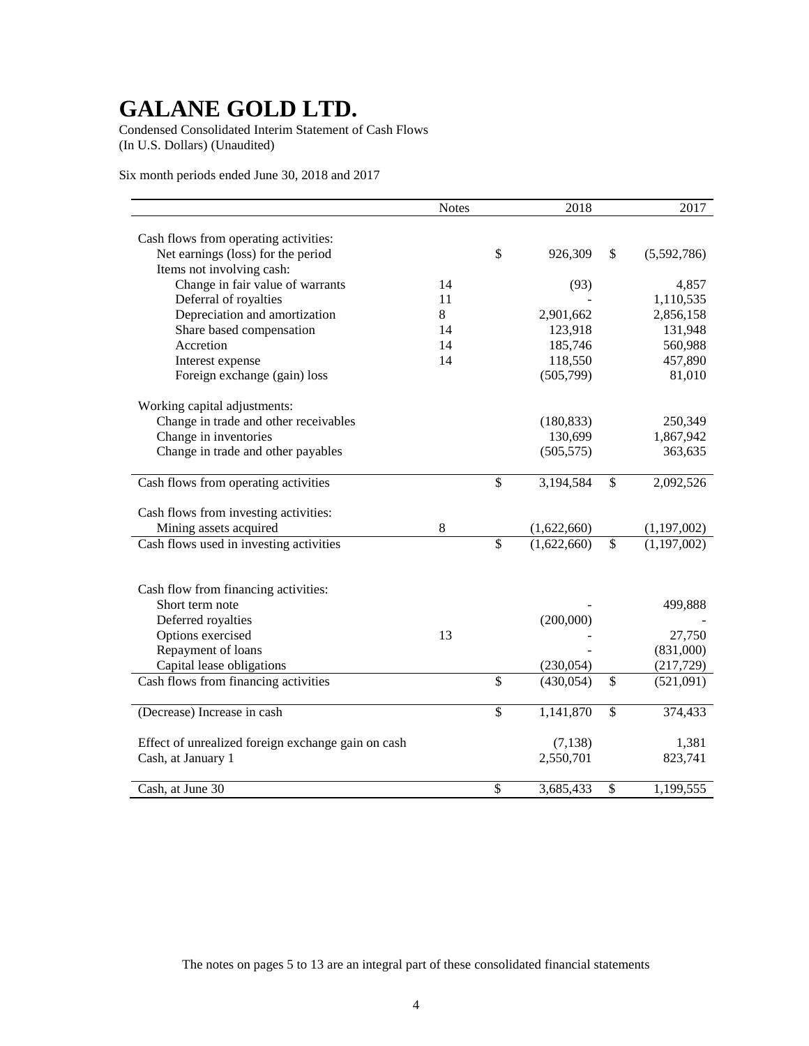# GALANE GOLD LTD.

Condensed Consolidated Interim Statement of Cash Flows
(In U.S. Dollars) (Unaudited)

Six month periods ended June 30, 2018 and 2017

| | Notes | 2018 | 2017 |
|---|---|---|---|
| Cash flows from operating activities: | | | |
| Net earnings (loss) for the period | | $ 926,309 | $ (5,592,786) |
| Items not involving cash: | | | |
| Change in fair value of warrants | 14 | (93) | 4,857 |
| Deferral of royalties | 11 | - | 1,110,535 |
| Depreciation and amortization | 8 | 2,901,662 | 2,856,158 |
| Share based compensation | 14 | 123,918 | 131,948 |
| Accretion | 14 | 185,746 | 560,988 |
| Interest expense | 14 | 118,550 | 457,890 |
| Foreign exchange (gain) loss | | (505,799) | 81,010 |
| Working capital adjustments: | | | |
| Change in trade and other receivables | | (180,833) | 250,349 |
| Change in inventories | | 130,699 | 1,867,942 |
| Change in trade and other payables | | (505,575) | 363,635 |
| Cash flows from operating activities | | $ 3,194,584 | $ 2,092,526 |
| Cash flows from investing activities: | | | |
| Mining assets acquired | 8 | (1,622,660) | (1,197,002) |
| Cash flows used in investing activities | | $ (1,622,660) | $ (1,197,002) |
| Cash flow from financing activities: | | | |
| Short term note | | - | 499,888 |
| Deferred royalties | | (200,000) | - |
| Options exercised | 13 | - | 27,750 |
| Repayment of loans | | - | (831,000) |
| Capital lease obligations | | (230,054) | (217,729) |
| Cash flows from financing activities | | $ (430,054) | $ (521,091) |
| (Decrease) Increase in cash | | $ 1,141,870 | $ 374,433 |
| Effect of unrealized foreign exchange gain on cash | | (7,138) | 1,381 |
| Cash, at January 1 | | 2,550,701 | 823,741 |
| Cash, at June 30 | | $ 3,685,433 | $ 1,199,555 |

The notes on pages 5 to 13 are an integral part of these consolidated financial statements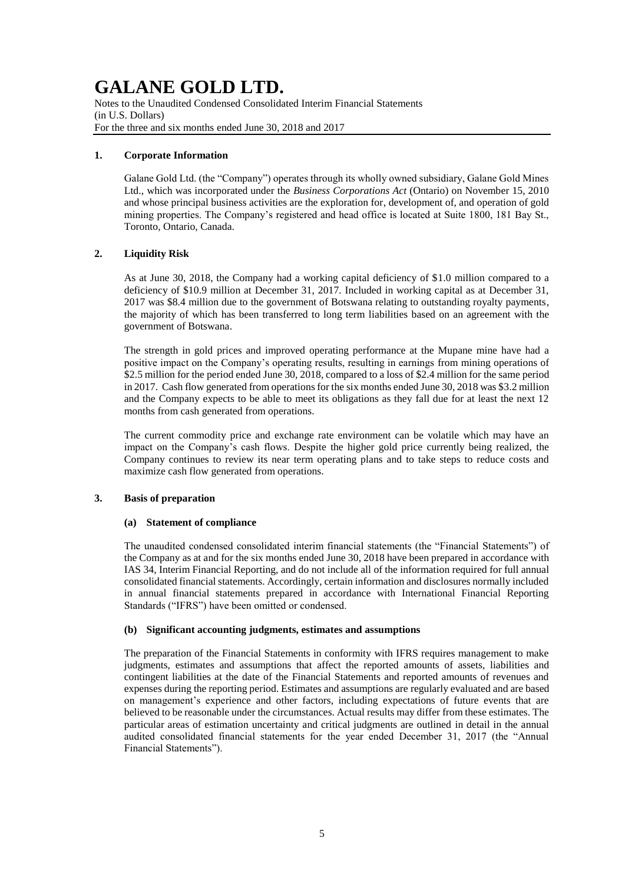# GALANE GOLD LTD.

Notes to the Unaudited Condensed Consolidated Interim Financial Statements
(in U.S. Dollars)
For the three and six months ended June 30, 2018 and 2017

## 1. Corporate Information

Galane Gold Ltd. (the "Company") operates through its wholly owned subsidiary, Galane Gold Mines Ltd., which was incorporated under the *Business Corporations Act* (Ontario) on November 15, 2010 and whose principal business activities are the exploration for, development of, and operation of gold mining properties. The Company's registered and head office is located at Suite 1800, 181 Bay St., Toronto, Ontario, Canada.

## 2. Liquidity Risk

As at June 30, 2018, the Company had a working capital deficiency of $1.0 million compared to a deficiency of $10.9 million at December 31, 2017. Included in working capital as at December 31, 2017 was $8.4 million due to the government of Botswana relating to outstanding royalty payments, the majority of which has been transferred to long term liabilities based on an agreement with the government of Botswana.

The strength in gold prices and improved operating performance at the Mupane mine have had a positive impact on the Company's operating results, resulting in earnings from mining operations of $2.5 million for the period ended June 30, 2018, compared to a loss of $2.4 million for the same period in 2017. Cash flow generated from operations for the six months ended June 30, 2018 was $3.2 million and the Company expects to be able to meet its obligations as they fall due for at least the next 12 months from cash generated from operations.

The current commodity price and exchange rate environment can be volatile which may have an impact on the Company's cash flows. Despite the higher gold price currently being realized, the Company continues to review its near term operating plans and to take steps to reduce costs and maximize cash flow generated from operations.

## 3. Basis of preparation

### (a) Statement of compliance

The unaudited condensed consolidated interim financial statements (the "Financial Statements") of the Company as at and for the six months ended June 30, 2018 have been prepared in accordance with IAS 34, Interim Financial Reporting, and do not include all of the information required for full annual consolidated financial statements. Accordingly, certain information and disclosures normally included in annual financial statements prepared in accordance with International Financial Reporting Standards ("IFRS") have been omitted or condensed.

### (b) Significant accounting judgments, estimates and assumptions

The preparation of the Financial Statements in conformity with IFRS requires management to make judgments, estimates and assumptions that affect the reported amounts of assets, liabilities and contingent liabilities at the date of the Financial Statements and reported amounts of revenues and expenses during the reporting period. Estimates and assumptions are regularly evaluated and are based on management's experience and other factors, including expectations of future events that are believed to be reasonable under the circumstances. Actual results may differ from these estimates. The particular areas of estimation uncertainty and critical judgments are outlined in detail in the annual audited consolidated financial statements for the year ended December 31, 2017 (the "Annual Financial Statements").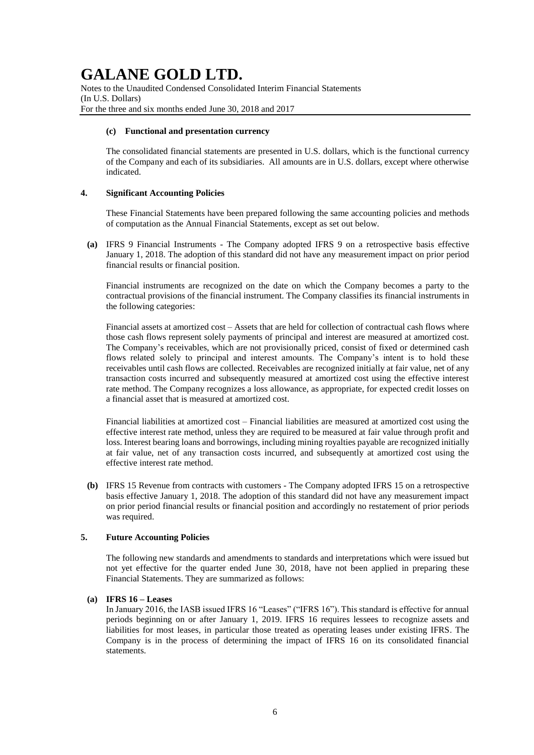#### (c) Functional and presentation currency

The consolidated financial statements are presented in U.S. dollars, which is the functional currency of the Company and each of its subsidiaries. All amounts are in U.S. dollars, except where otherwise indicated.

## 4. Significant Accounting Policies

These Financial Statements have been prepared following the same accounting policies and methods of computation as the Annual Financial Statements, except as set out below.

**(a)** IFRS 9 Financial Instruments - The Company adopted IFRS 9 on a retrospective basis effective January 1, 2018. The adoption of this standard did not have any measurement impact on prior period financial results or financial position.

Financial instruments are recognized on the date on which the Company becomes a party to the contractual provisions of the financial instrument. The Company classifies its financial instruments in the following categories:

Financial assets at amortized cost – Assets that are held for collection of contractual cash flows where those cash flows represent solely payments of principal and interest are measured at amortized cost. The Company's receivables, which are not provisionally priced, consist of fixed or determined cash flows related solely to principal and interest amounts. The Company's intent is to hold these receivables until cash flows are collected. Receivables are recognized initially at fair value, net of any transaction costs incurred and subsequently measured at amortized cost using the effective interest rate method. The Company recognizes a loss allowance, as appropriate, for expected credit losses on a financial asset that is measured at amortized cost.

Financial liabilities at amortized cost – Financial liabilities are measured at amortized cost using the effective interest rate method, unless they are required to be measured at fair value through profit and loss. Interest bearing loans and borrowings, including mining royalties payable are recognized initially at fair value, net of any transaction costs incurred, and subsequently at amortized cost using the effective interest rate method.

**(b)** IFRS 15 Revenue from contracts with customers - The Company adopted IFRS 15 on a retrospective basis effective January 1, 2018. The adoption of this standard did not have any measurement impact on prior period financial results or financial position and accordingly no restatement of prior periods was required.

## 5. Future Accounting Policies

The following new standards and amendments to standards and interpretations which were issued but not yet effective for the quarter ended June 30, 2018, have not been applied in preparing these Financial Statements. They are summarized as follows:

#### (a) IFRS 16 – Leases

In January 2016, the IASB issued IFRS 16 "Leases" ("IFRS 16"). This standard is effective for annual periods beginning on or after January 1, 2019. IFRS 16 requires lessees to recognize assets and liabilities for most leases, in particular those treated as operating leases under existing IFRS. The Company is in the process of determining the impact of IFRS 16 on its consolidated financial statements.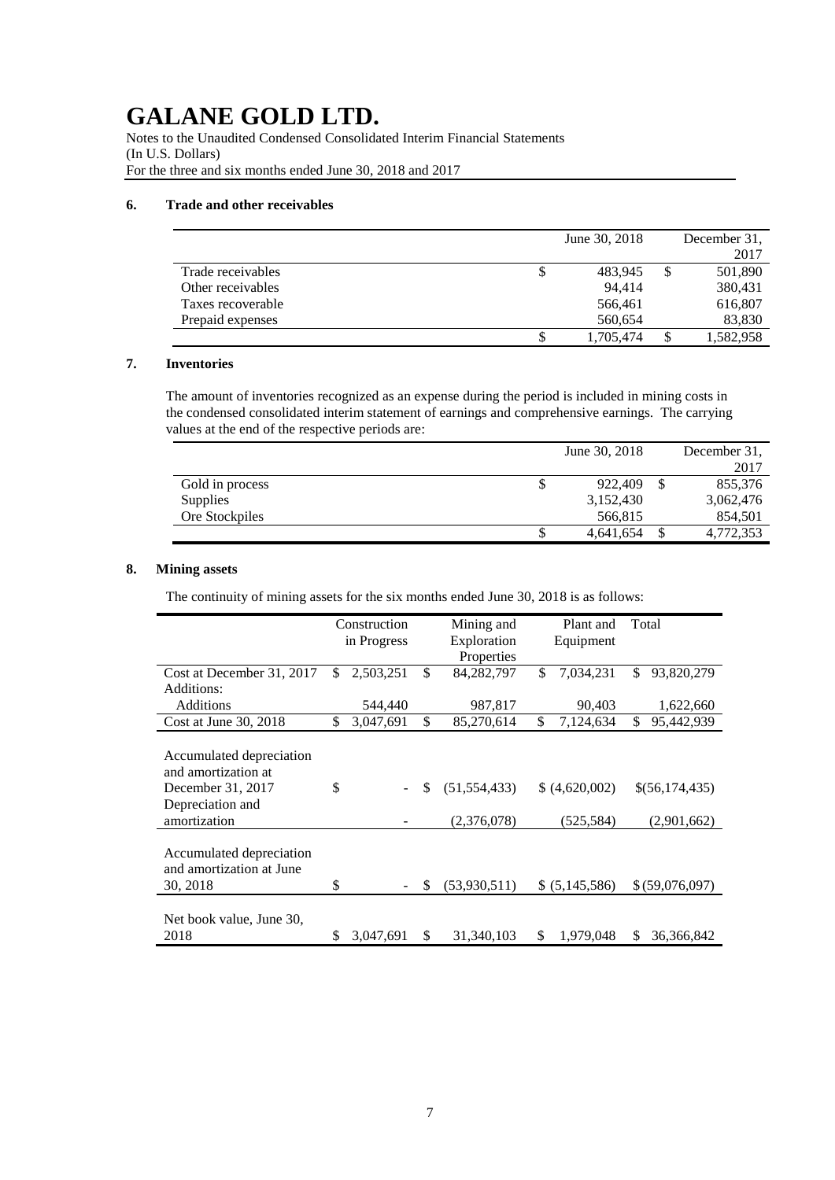# GALANE GOLD LTD.

Notes to the Unaudited Condensed Consolidated Interim Financial Statements
(In U.S. Dollars)
For the three and six months ended June 30, 2018 and 2017

## 6. Trade and other receivables

| | June 30, 2018 | December 31, 2017 |
|---|---|---|
| Trade receivables | $ 483,945 | $ 501,890 |
| Other receivables | 94,414 | 380,431 |
| Taxes recoverable | 566,461 | 616,807 |
| Prepaid expenses | 560,654 | 83,830 |
| | $ 1,705,474 | $ 1,582,958 |

## 7. Inventories

The amount of inventories recognized as an expense during the period is included in mining costs in the condensed consolidated interim statement of earnings and comprehensive earnings. The carrying values at the end of the respective periods are:

| | June 30, 2018 | December 31, 2017 |
|---|---|---|
| Gold in process | $ 922,409 | $ 855,376 |
| Supplies | 3,152,430 | 3,062,476 |
| Ore Stockpiles | 566,815 | 854,501 |
| | $ 4,641,654 | $ 4,772,353 |

## 8. Mining assets

The continuity of mining assets for the six months ended June 30, 2018 is as follows:

| | Construction in Progress | Mining and Exploration Properties | Plant and Equipment | Total |
|---|---|---|---|---|
| Cost at December 31, 2017 | $ 2,503,251 | $ 84,282,797 | $ 7,034,231 | $ 93,820,279 |
| Additions: | | | | |
| Additions | 544,440 | 987,817 | 90,403 | 1,622,660 |
| Cost at June 30, 2018 | $ 3,047,691 | $ 85,270,614 | $ 7,124,634 | $ 95,442,939 |
| | | | | |
| Accumulated depreciation and amortization at December 31, 2017 | $ - | $ (51,554,433) | $ (4,620,002) | $(56,174,435) |
| Depreciation and amortization | - | (2,376,078) | (525,584) | (2,901,662) |
| | | | | |
| Accumulated depreciation and amortization at June 30, 2018 | $ - | $ (53,930,511) | $ (5,145,586) | $ (59,076,097) |
| | | | | |
| Net book value, June 30, 2018 | $ 3,047,691 | $ 31,340,103 | $ 1,979,048 | $ 36,366,842 |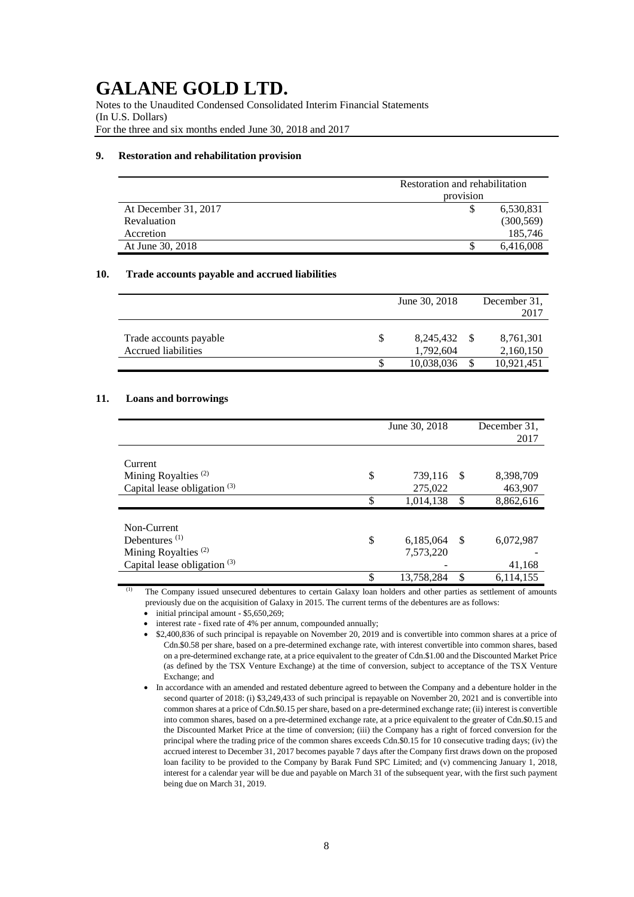# GALANE GOLD LTD.

Notes to the Unaudited Condensed Consolidated Interim Financial Statements
(In U.S. Dollars)
For the three and six months ended June 30, 2018 and 2017

## 9. Restoration and rehabilitation provision

| | Restoration and rehabilitation provision |
|---|---|
| At December 31, 2017 | $ 6,530,831 |
| Revaluation | (300,569) |
| Accretion | 185,746 |
| At June 30, 2018 | $ 6,416,008 |

## 10. Trade accounts payable and accrued liabilities

| | June 30, 2018 | December 31, 2017 |
|---|---|---|
| Trade accounts payable | $ 8,245,432 | $ 8,761,301 |
| Accrued liabilities | 1,792,604 | 2,160,150 |
| | $ 10,038,036 | $ 10,921,451 |

## 11. Loans and borrowings

| | June 30, 2018 | December 31, 2017 |
|---|---|---|
| Current | | |
| Mining Royalties [(2)] | $ 739,116 | $ 8,398,709 |
| Capital lease obligation [(3)] | 275,022 | 463,907 |
| | $ 1,014,138 | $ 8,862,616 |
| Non-Current | | |
| Debentures [(1)] | $ 6,185,064 | $ 6,072,987 |
| Mining Royalties [(2)] | 7,573,220 | - |
| Capital lease obligation [(3)] | - | 41,168 |
| | $ 13,758,284 | $ 6,114,155 |

[(1)] The Company issued unsecured debentures to certain Galaxy loan holders and other parties as settlement of amounts previously due on the acquisition of Galaxy in 2015. The current terms of the debentures are as follows:

- initial principal amount - $5,650,269;
- interest rate - fixed rate of 4% per annum, compounded annually;
- $2,400,836 of such principal is repayable on November 20, 2019 and is convertible into common shares at a price of Cdn.$0.58 per share, based on a pre-determined exchange rate, with interest convertible into common shares, based on a pre-determined exchange rate, at a price equivalent to the greater of Cdn.$1.00 and the Discounted Market Price (as defined by the TSX Venture Exchange) at the time of conversion, subject to acceptance of the TSX Venture Exchange; and
- In accordance with an amended and restated debenture agreed to between the Company and a debenture holder in the second quarter of 2018: (i) $3,249,433 of such principal is repayable on November 20, 2021 and is convertible into common shares at a price of Cdn.$0.15 per share, based on a pre-determined exchange rate; (ii) interest is convertible into common shares, based on a pre-determined exchange rate, at a price equivalent to the greater of Cdn.$0.15 and the Discounted Market Price at the time of conversion; (iii) the Company has a right of forced conversion for the principal where the trading price of the common shares exceeds Cdn.$0.15 for 10 consecutive trading days; (iv) the accrued interest to December 31, 2017 becomes payable 7 days after the Company first draws down on the proposed loan facility to be provided to the Company by Barak Fund SPC Limited; and (v) commencing January 1, 2018, interest for a calendar year will be due and payable on March 31 of the subsequent year, with the first such payment being due on March 31, 2019.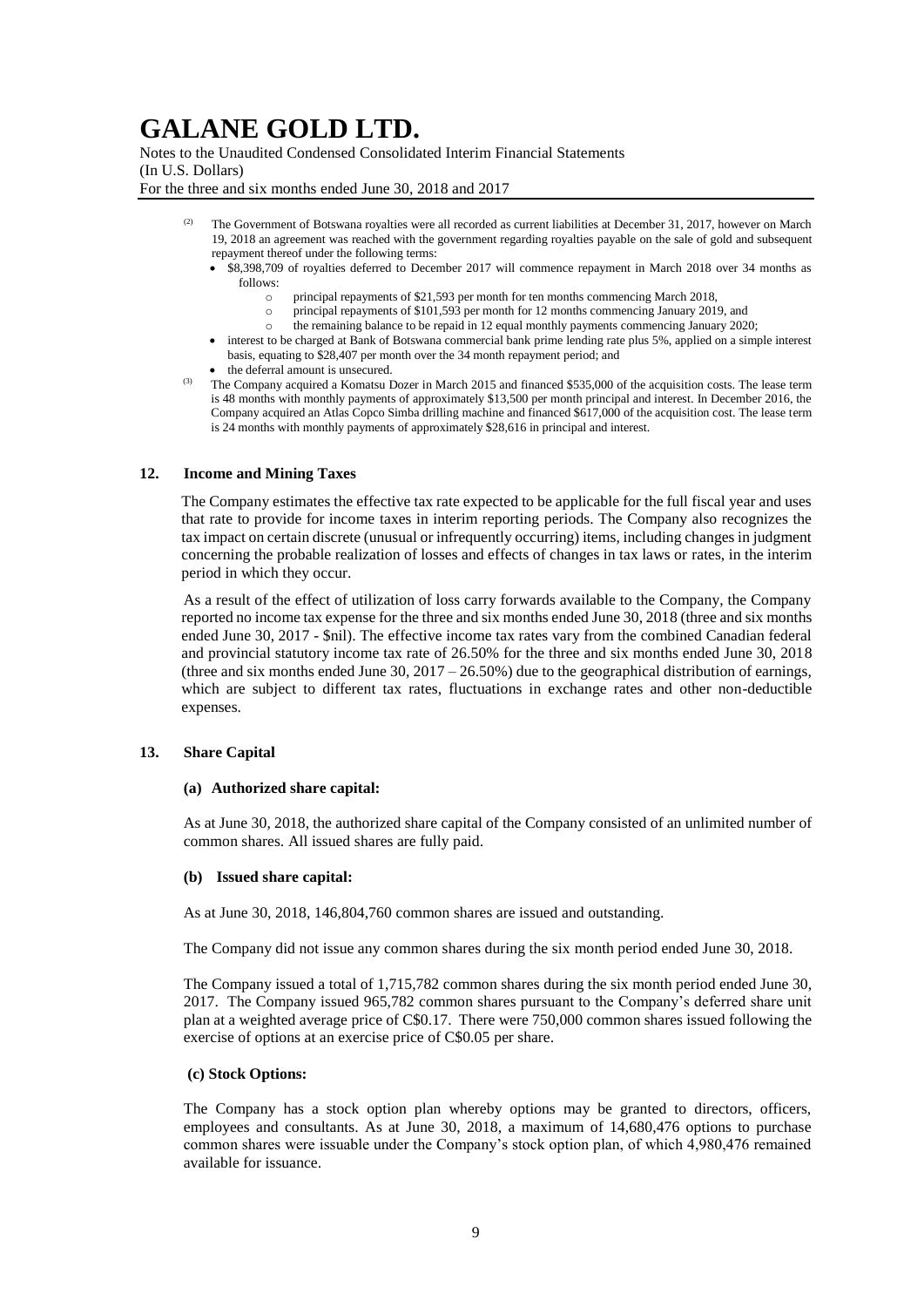(2) The Government of Botswana royalties were all recorded as current liabilities at December 31, 2017, however on March 19, 2018 an agreement was reached with the government regarding royalties payable on the sale of gold and subsequent repayment thereof under the following terms:

- \$8,398,709 of royalties deferred to December 2017 will commence repayment in March 2018 over 34 months as follows:
  - principal repayments of \$21,593 per month for ten months commencing March 2018,
  - principal repayments of \$101,593 per month for 12 months commencing January 2019, and
  - the remaining balance to be repaid in 12 equal monthly payments commencing January 2020;
- interest to be charged at Bank of Botswana commercial bank prime lending rate plus 5%, applied on a simple interest basis, equating to \$28,407 per month over the 34 month repayment period; and
- the deferral amount is unsecured.

(3) The Company acquired a Komatsu Dozer in March 2015 and financed \$535,000 of the acquisition costs. The lease term is 48 months with monthly payments of approximately \$13,500 per month principal and interest. In December 2016, the Company acquired an Atlas Copco Simba drilling machine and financed \$617,000 of the acquisition cost. The lease term is 24 months with monthly payments of approximately \$28,616 in principal and interest.

## 12. Income and Mining Taxes

The Company estimates the effective tax rate expected to be applicable for the full fiscal year and uses that rate to provide for income taxes in interim reporting periods. The Company also recognizes the tax impact on certain discrete (unusual or infrequently occurring) items, including changes in judgment concerning the probable realization of losses and effects of changes in tax laws or rates, in the interim period in which they occur.

As a result of the effect of utilization of loss carry forwards available to the Company, the Company reported no income tax expense for the three and six months ended June 30, 2018 (three and six months ended June 30, 2017 - \$nil). The effective income tax rates vary from the combined Canadian federal and provincial statutory income tax rate of 26.50% for the three and six months ended June 30, 2018 (three and six months ended June 30, 2017 – 26.50%) due to the geographical distribution of earnings, which are subject to different tax rates, fluctuations in exchange rates and other non-deductible expenses.

## 13. Share Capital

### (a) Authorized share capital:

As at June 30, 2018, the authorized share capital of the Company consisted of an unlimited number of common shares. All issued shares are fully paid.

### (b) Issued share capital:

As at June 30, 2018, 146,804,760 common shares are issued and outstanding.

The Company did not issue any common shares during the six month period ended June 30, 2018.

The Company issued a total of 1,715,782 common shares during the six month period ended June 30, 2017. The Company issued 965,782 common shares pursuant to the Company's deferred share unit plan at a weighted average price of C\$0.17. There were 750,000 common shares issued following the exercise of options at an exercise price of C\$0.05 per share.

### (c) Stock Options:

The Company has a stock option plan whereby options may be granted to directors, officers, employees and consultants. As at June 30, 2018, a maximum of 14,680,476 options to purchase common shares were issuable under the Company's stock option plan, of which 4,980,476 remained available for issuance.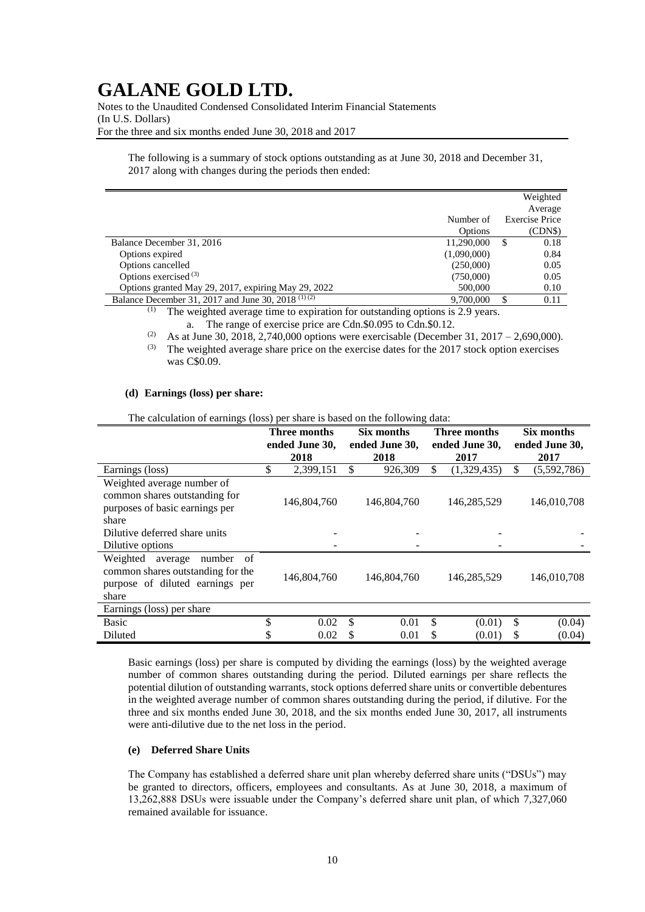The following is a summary of stock options outstanding as at June 30, 2018 and December 31, 2017 along with changes during the periods then ended:

| | Number of Options | Weighted Average Exercise Price (CDN$) |
|---|---|---|
| Balance December 31, 2016 | 11,290,000 | $ 0.18 |
| Options expired | (1,090,000) | 0.84 |
| Options cancelled | (250,000) | 0.05 |
| Options exercised [3] | (750,000) | 0.05 |
| Options granted May 29, 2017, expiring May 29, 2022 | 500,000 | 0.10 |
| Balance December 31, 2017 and June 30, 2018 [1] [2] | 9,700,000 | $ 0.11 |

[1] The weighted average time to expiration for outstanding options is 2.9 years.

a. The range of exercise price are Cdn.$0.095 to Cdn.$0.12.

[2] As at June 30, 2018, 2,740,000 options were exercisable (December 31, 2017 – 2,690,000).

[3] The weighted average share price on the exercise dates for the 2017 stock option exercises was C$0.09.

**(d) Earnings (loss) per share:**

The calculation of earnings (loss) per share is based on the following data:

| | Three months ended June 30, 2018 | Six months ended June 30, 2018 | Three months ended June 30, 2017 | Six months ended June 30, 2017 |
|---|---|---|---|---|
| Earnings (loss) | $ 2,399,151 | $ 926,309 | $ (1,329,435) | $ (5,592,786) |
| Weighted average number of common shares outstanding for purposes of basic earnings per share | 146,804,760 | 146,804,760 | 146,285,529 | 146,010,708 |
| Dilutive deferred share units | - | - | - | - |
| Dilutive options | - | - | - | - |
| Weighted average number of common shares outstanding for the purpose of diluted earnings per share | 146,804,760 | 146,804,760 | 146,285,529 | 146,010,708 |
| Earnings (loss) per share | | | | |
| Basic | $ 0.02 | $ 0.01 | $ (0.01) | $ (0.04) |
| Diluted | $ 0.02 | $ 0.01 | $ (0.01) | $ (0.04) |

Basic earnings (loss) per share is computed by dividing the earnings (loss) by the weighted average number of common shares outstanding during the period. Diluted earnings per share reflects the potential dilution of outstanding warrants, stock options deferred share units or convertible debentures in the weighted average number of common shares outstanding during the period, if dilutive. For the three and six months ended June 30, 2018, and the six months ended June 30, 2017, all instruments were anti-dilutive due to the net loss in the period.

**(e) Deferred Share Units**

The Company has established a deferred share unit plan whereby deferred share units ("DSUs") may be granted to directors, officers, employees and consultants. As at June 30, 2018, a maximum of 13,262,888 DSUs were issuable under the Company's deferred share unit plan, of which 7,327,060 remained available for issuance.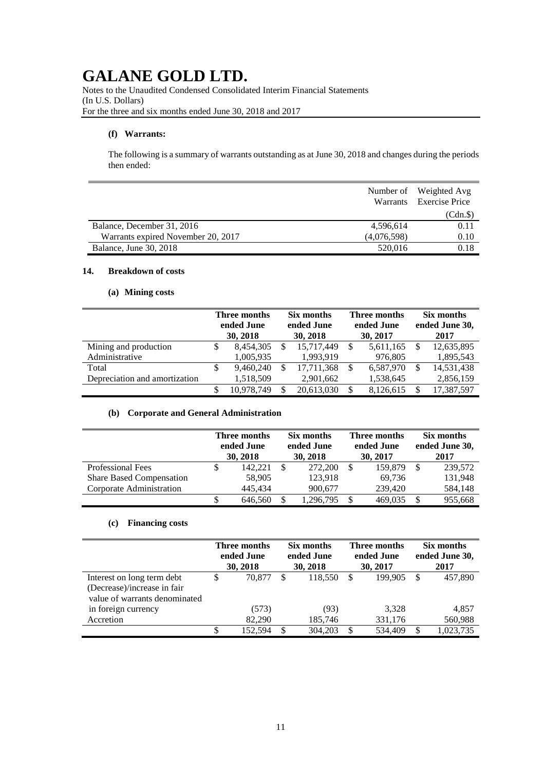# GALANE GOLD LTD.

Notes to the Unaudited Condensed Consolidated Interim Financial Statements
(In U.S. Dollars)
For the three and six months ended June 30, 2018 and 2017

### (f) Warrants:

The following is a summary of warrants outstanding as at June 30, 2018 and changes during the periods then ended:

| | Number of Warrants | Weighted Avg Exercise Price |
|---|---|---|
| | | (Cdn.$) |
| Balance, December 31, 2016 | 4,596,614 | 0.11 |
| Warrants expired November 20, 2017 | (4,076,598) | 0.10 |
| Balance, June 30, 2018 | 520,016 | 0.18 |

## 14. Breakdown of costs

### (a) Mining costs

| | Three months ended June 30, 2018 | Six months ended June 30, 2018 | Three months ended June 30, 2017 | Six months ended June 30, 2017 |
|---|---|---|---|---|
| Mining and production | $ 8,454,305 | $ 15,717,449 | $ 5,611,165 | $ 12,635,895 |
| Administrative | 1,005,935 | 1,993,919 | 976,805 | 1,895,543 |
| Total | $ 9,460,240 | $ 17,711,368 | $ 6,587,970 | $ 14,531,438 |
| Depreciation and amortization | 1,518,509 | 2,901,662 | 1,538,645 | 2,856,159 |
| | $ 10,978,749 | $ 20,613,030 | $ 8,126,615 | $ 17,387,597 |

### (b) Corporate and General Administration

| | Three months ended June 30, 2018 | Six months ended June 30, 2018 | Three months ended June 30, 2017 | Six months ended June 30, 2017 |
|---|---|---|---|---|
| Professional Fees | $ 142,221 | $ 272,200 | $ 159,879 | $ 239,572 |
| Share Based Compensation | 58,905 | 123,918 | 69,736 | 131,948 |
| Corporate Administration | 445,434 | 900,677 | 239,420 | 584,148 |
| | $ 646,560 | $ 1,296,795 | $ 469,035 | $ 955,668 |

### (c) Financing costs

| | Three months ended June 30, 2018 | Six months ended June 30, 2018 | Three months ended June 30, 2017 | Six months ended June 30, 2017 |
|---|---|---|---|---|
| Interest on long term debt | $ 70,877 | $ 118,550 | $ 199,905 | $ 457,890 |
| (Decrease)/increase in fair value of warrants denominated in foreign currency | (573) | (93) | 3,328 | 4,857 |
| Accretion | 82,290 | 185,746 | 331,176 | 560,988 |
| | $ 152,594 | $ 304,203 | $ 534,409 | $ 1,023,735 |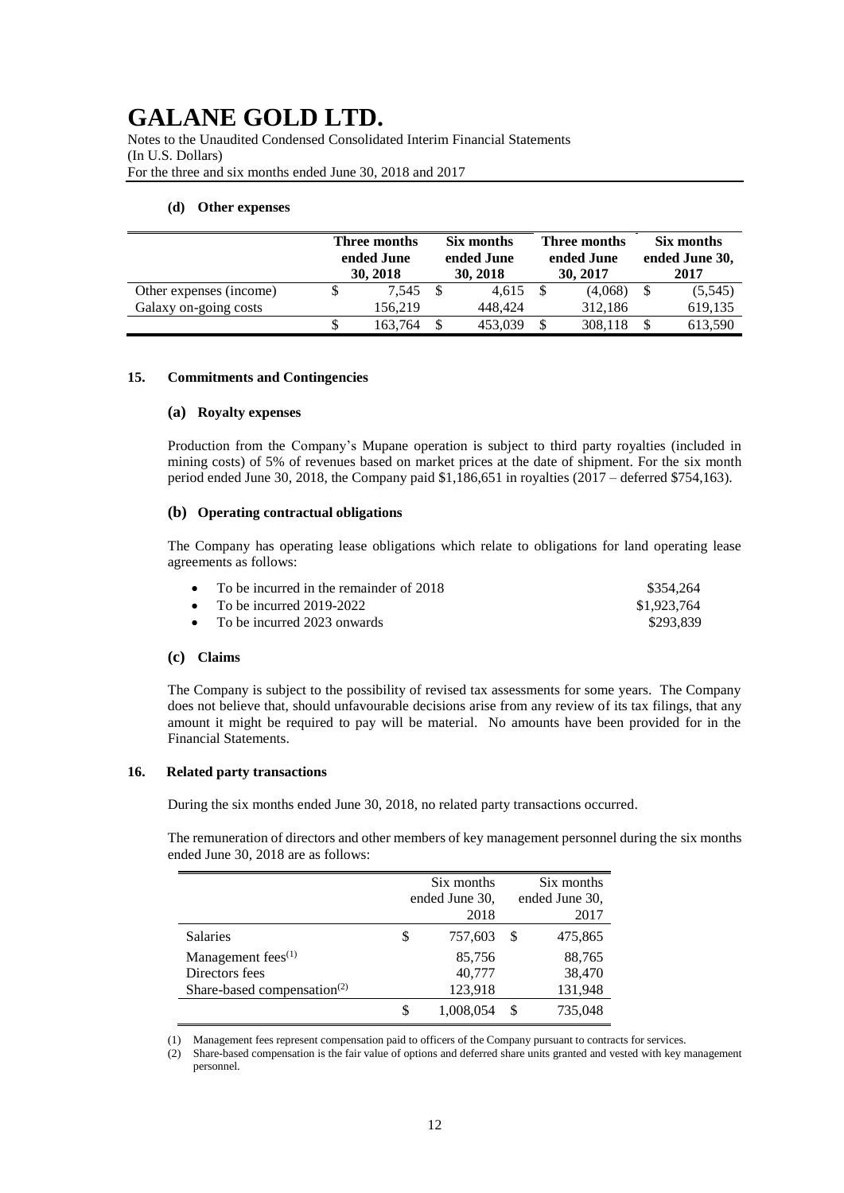# GALANE GOLD LTD.

Notes to the Unaudited Condensed Consolidated Interim Financial Statements
(In U.S. Dollars)
For the three and six months ended June 30, 2018 and 2017

### (d) Other expenses

| | Three months ended June 30, 2018 | Six months ended June 30, 2018 | Three months ended June 30, 2017 | Six months ended June 30, 2017 |
|---|---|---|---|---|
| Other expenses (income) | $ 7,545 | $ 4,615 | $ (4,068) | $ (5,545) |
| Galaxy on-going costs | 156,219 | 448,424 | 312,186 | 619,135 |
| | $ 163,764 | $ 453,039 | $ 308,118 | $ 613,590 |

## 15. Commitments and Contingencies

### (a) Royalty expenses

Production from the Company's Mupane operation is subject to third party royalties (included in mining costs) of 5% of revenues based on market prices at the date of shipment. For the six month period ended June 30, 2018, the Company paid $1,186,651 in royalties (2017 – deferred $754,163).

### (b) Operating contractual obligations

The Company has operating lease obligations which relate to obligations for land operating lease agreements as follows:

- To be incurred in the remainder of 2018 — $354,264
- To be incurred 2019-2022 — $1,923,764
- To be incurred 2023 onwards — $293,839

### (c) Claims

The Company is subject to the possibility of revised tax assessments for some years. The Company does not believe that, should unfavourable decisions arise from any review of its tax filings, that any amount it might be required to pay will be material. No amounts have been provided for in the Financial Statements.

## 16. Related party transactions

During the six months ended June 30, 2018, no related party transactions occurred.

The remuneration of directors and other members of key management personnel during the six months ended June 30, 2018 are as follows:

| | Six months ended June 30, 2018 | Six months ended June 30, 2017 |
|---|---|---|
| Salaries | $ 757,603 | $ 475,865 |
| Management fees[(1)] | 85,756 | 88,765 |
| Directors fees | 40,777 | 38,470 |
| Share-based compensation[(2)] | 123,918 | 131,948 |
| | $ 1,008,054 | $ 735,048 |

(1) Management fees represent compensation paid to officers of the Company pursuant to contracts for services.
(2) Share-based compensation is the fair value of options and deferred share units granted and vested with key management personnel.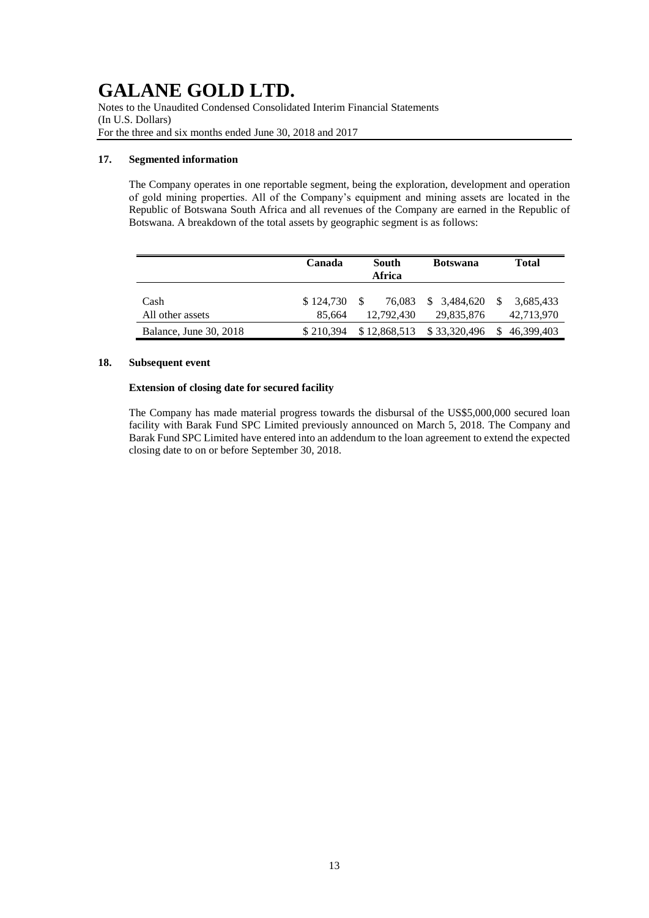# GALANE GOLD LTD.

Notes to the Unaudited Condensed Consolidated Interim Financial Statements
(In U.S. Dollars)
For the three and six months ended June 30, 2018 and 2017

## 17. Segmented information

The Company operates in one reportable segment, being the exploration, development and operation of gold mining properties. All of the Company's equipment and mining assets are located in the Republic of Botswana South Africa and all revenues of the Company are earned in the Republic of Botswana. A breakdown of the total assets by geographic segment is as follows:

| | Canada | South Africa | Botswana | Total |
|---|---|---|---|---|
| Cash | $ 124,730 | $ 76,083 | $ 3,484,620 | $ 3,685,433 |
| All other assets | 85,664 | 12,792,430 | 29,835,876 | 42,713,970 |
| Balance, June 30, 2018 | $ 210,394 | $ 12,868,513 | $ 33,320,496 | $ 46,399,403 |

## 18. Subsequent event

**Extension of closing date for secured facility**

The Company has made material progress towards the disbursal of the US$5,000,000 secured loan facility with Barak Fund SPC Limited previously announced on March 5, 2018. The Company and Barak Fund SPC Limited have entered into an addendum to the loan agreement to extend the expected closing date to on or before September 30, 2018.